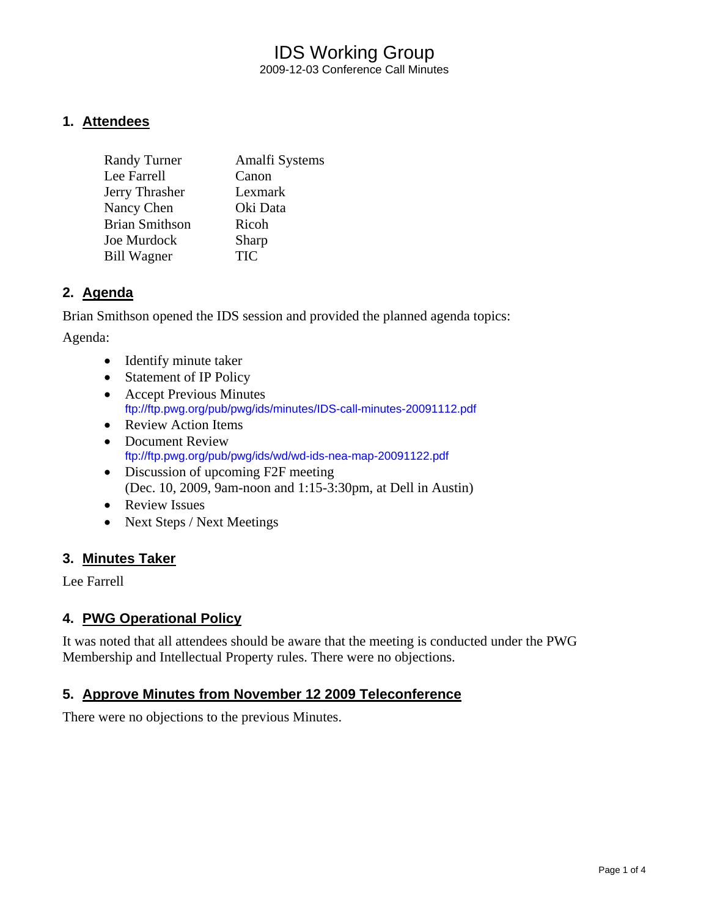# IDS Working Group

2009-12-03 Conference Call Minutes

## 1. Attendees

| | |
|---|---|
| Randy Turner | Amalfi Systems |
| Lee Farrell | Canon |
| Jerry Thrasher | Lexmark |
| Nancy Chen | Oki Data |
| Brian Smithson | Ricoh |
| Joe Murdock | Sharp |
| Bill Wagner | TIC |

## 2. Agenda

Brian Smithson opened the IDS session and provided the planned agenda topics:

Agenda:

- Identify minute taker
- Statement of IP Policy
- Accept Previous Minutes
  ftp://ftp.pwg.org/pub/pwg/ids/minutes/IDS-call-minutes-20091112.pdf
- Review Action Items
- Document Review
  ftp://ftp.pwg.org/pub/pwg/ids/wd/wd-ids-nea-map-20091122.pdf
- Discussion of upcoming F2F meeting
  (Dec. 10, 2009, 9am-noon and 1:15-3:30pm, at Dell in Austin)
- Review Issues
- Next Steps / Next Meetings

## 3. Minutes Taker

Lee Farrell

## 4. PWG Operational Policy

It was noted that all attendees should be aware that the meeting is conducted under the PWG Membership and Intellectual Property rules. There were no objections.

## 5. Approve Minutes from November 12 2009 Teleconference

There were no objections to the previous Minutes.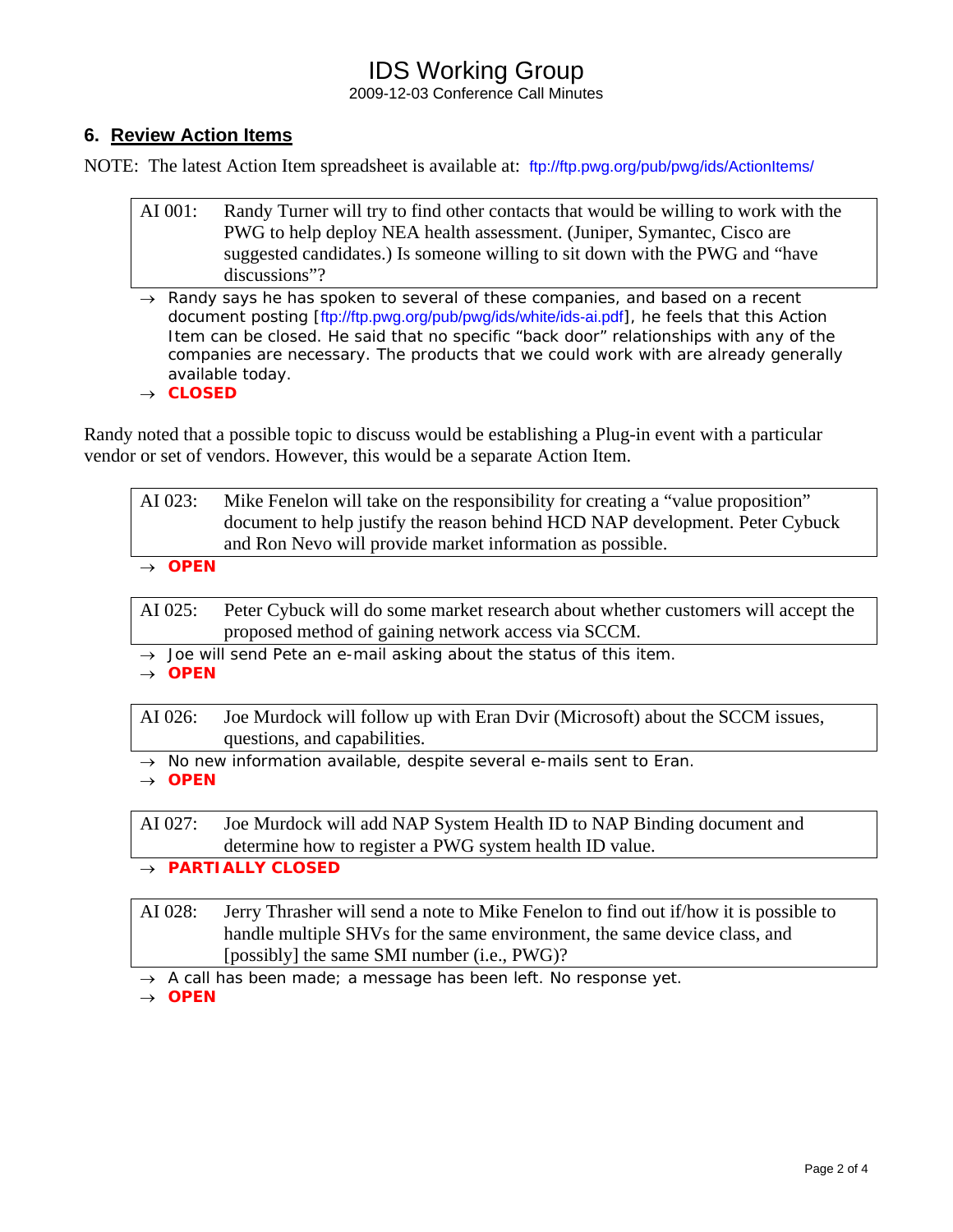## 6. Review Action Items

NOTE: The latest Action Item spreadsheet is available at: ftp://ftp.pwg.org/pub/pwg/ids/ActionItems/

> AI 001: Randy Turner will try to find other contacts that would be willing to work with the PWG to help deploy NEA health assessment. (Juniper, Symantec, Cisco are suggested candidates.) Is someone willing to sit down with the PWG and "have discussions"?

- → Randy says he has spoken to several of these companies, and based on a recent document posting [ftp://ftp.pwg.org/pub/pwg/ids/white/ids-ai.pdf], he feels that this Action Item can be closed. He said that no specific "back door" relationships with any of the companies are necessary. The products that we could work with are already generally available today.
- → **CLOSED**

Randy noted that a possible topic to discuss would be establishing a Plug-in event with a particular vendor or set of vendors. However, this would be a separate Action Item.

> AI 023: Mike Fenelon will take on the responsibility for creating a "value proposition" document to help justify the reason behind HCD NAP development. Peter Cybuck and Ron Nevo will provide market information as possible.

- → **OPEN**

> AI 025: Peter Cybuck will do some market research about whether customers will accept the proposed method of gaining network access via SCCM.

- → Joe will send Pete an e-mail asking about the status of this item.
- → **OPEN**

> AI 026: Joe Murdock will follow up with Eran Dvir (Microsoft) about the SCCM issues, questions, and capabilities.

- → No new information available, despite several e-mails sent to Eran.
- → **OPEN**

> AI 027: Joe Murdock will add NAP System Health ID to NAP Binding document and determine how to register a PWG system health ID value.

- → **PARTIALLY CLOSED**

> AI 028: Jerry Thrasher will send a note to Mike Fenelon to find out if/how it is possible to handle multiple SHVs for the same environment, the same device class, and [possibly] the same SMI number (i.e., PWG)?

- → A call has been made; a message has been left. No response yet.
- → **OPEN**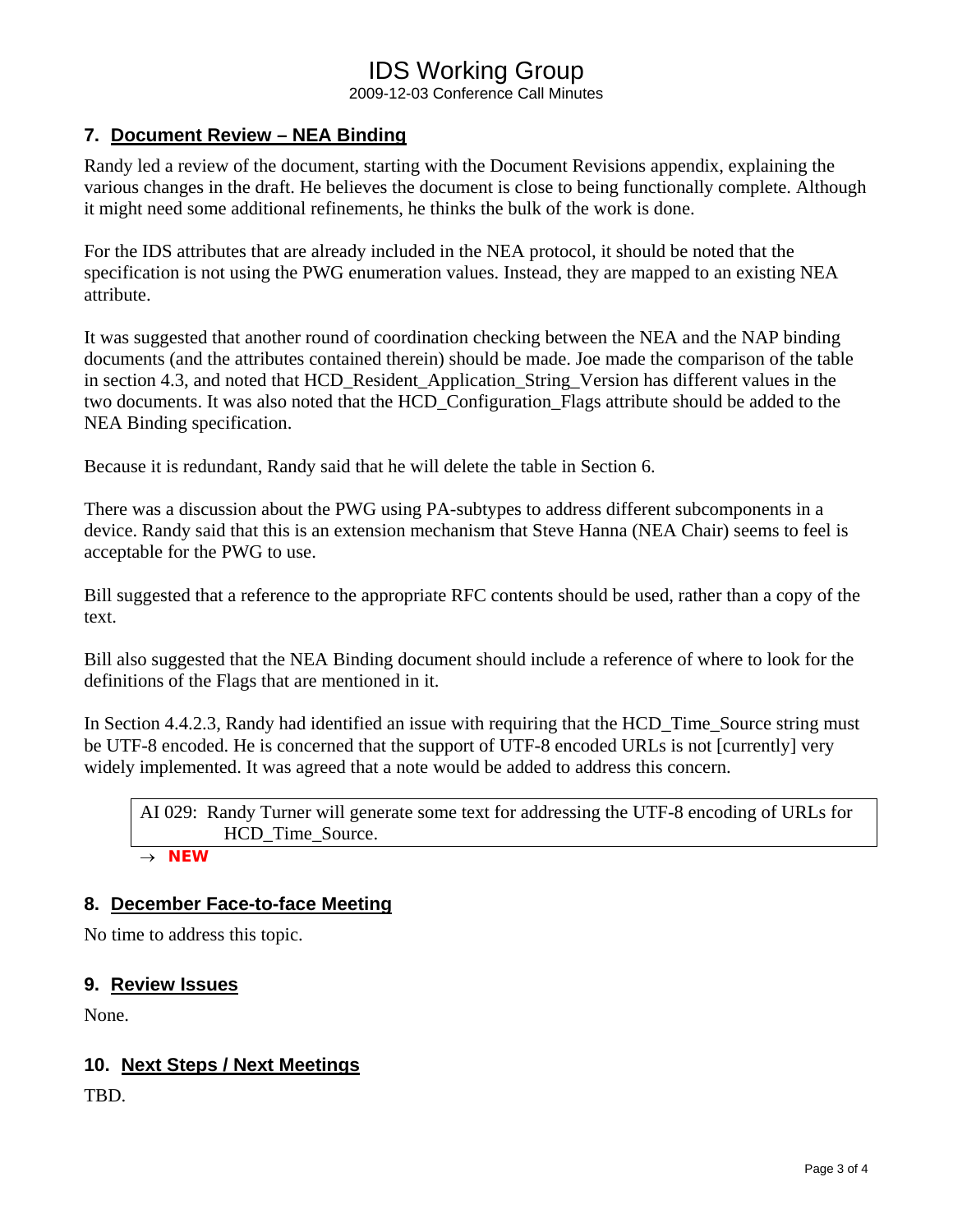## 7. Document Review – NEA Binding

Randy led a review of the document, starting with the Document Revisions appendix, explaining the various changes in the draft. He believes the document is close to being functionally complete. Although it might need some additional refinements, he thinks the bulk of the work is done.

For the IDS attributes that are already included in the NEA protocol, it should be noted that the specification is not using the PWG enumeration values. Instead, they are mapped to an existing NEA attribute.

It was suggested that another round of coordination checking between the NEA and the NAP binding documents (and the attributes contained therein) should be made. Joe made the comparison of the table in section 4.3, and noted that HCD_Resident_Application_String_Version has different values in the two documents. It was also noted that the HCD_Configuration_Flags attribute should be added to the NEA Binding specification.

Because it is redundant, Randy said that he will delete the table in Section 6.

There was a discussion about the PWG using PA-subtypes to address different subcomponents in a device. Randy said that this is an extension mechanism that Steve Hanna (NEA Chair) seems to feel is acceptable for the PWG to use.

Bill suggested that a reference to the appropriate RFC contents should be used, rather than a copy of the text.

Bill also suggested that the NEA Binding document should include a reference of where to look for the definitions of the Flags that are mentioned in it.

In Section 4.4.2.3, Randy had identified an issue with requiring that the HCD_Time_Source string must be UTF-8 encoded. He is concerned that the support of UTF-8 encoded URLs is not [currently] very widely implemented. It was agreed that a note would be added to address this concern.

> AI 029: Randy Turner will generate some text for addressing the UTF-8 encoding of URLs for HCD_Time_Source.

→ **NEW**

## 8. December Face-to-face Meeting

No time to address this topic.

## 9. Review Issues

None.

## 10. Next Steps / Next Meetings

TBD.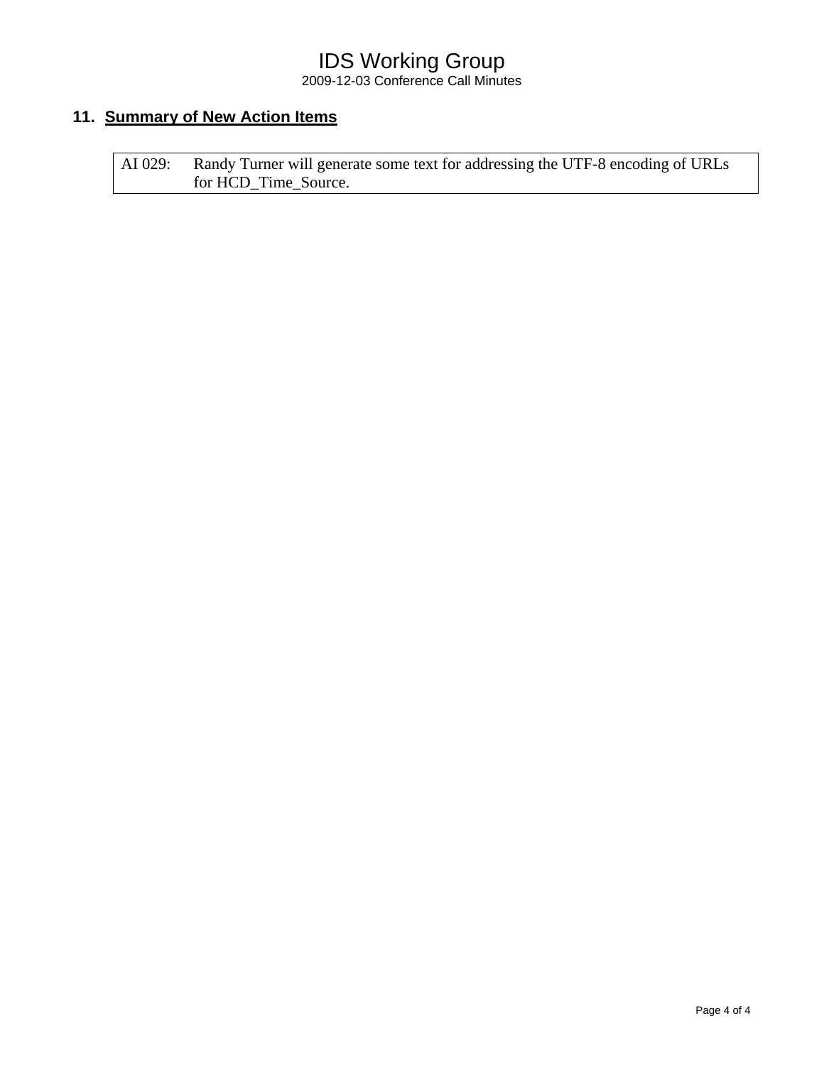## 11. Summary of New Action Items

| | |
|---|---|
| AI 029: | Randy Turner will generate some text for addressing the UTF-8 encoding of URLs for HCD_Time_Source. |